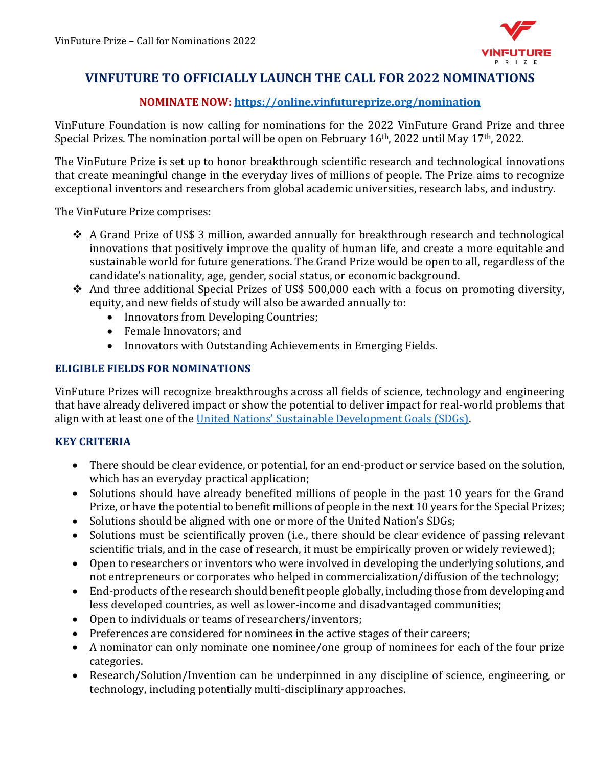# VINFUTURE TO OFFICIALLY LAUNCH THE CALL FOR 2022 NOMINATIONS

**NOMINATE NOW: [https://online.vinfutureprize.org/nomination](https://online.vinfutureprize.org/nomination)**

VinFuture Foundation is now calling for nominations for the 2022 VinFuture Grand Prize and three Special Prizes. The nomination portal will be open on February 16th, 2022 until May 17th, 2022.

The VinFuture Prize is set up to honor breakthrough scientific research and technological innovations that create meaningful change in the everyday lives of millions of people. The Prize aims to recognize exceptional inventors and researchers from global academic universities, research labs, and industry.

The VinFuture Prize comprises:

- A Grand Prize of US$ 3 million, awarded annually for breakthrough research and technological innovations that positively improve the quality of human life, and create a more equitable and sustainable world for future generations. The Grand Prize would be open to all, regardless of the candidate's nationality, age, gender, social status, or economic background.
- And three additional Special Prizes of US$ 500,000 each with a focus on promoting diversity, equity, and new fields of study will also be awarded annually to:
  - Innovators from Developing Countries;
  - Female Innovators; and
  - Innovators with Outstanding Achievements in Emerging Fields.

## ELIGIBLE FIELDS FOR NOMINATIONS

VinFuture Prizes will recognize breakthroughs across all fields of science, technology and engineering that have already delivered impact or show the potential to deliver impact for real-world problems that align with at least one of the United Nations' Sustainable Development Goals (SDGs).

## KEY CRITERIA

- There should be clear evidence, or potential, for an end-product or service based on the solution, which has an everyday practical application;
- Solutions should have already benefited millions of people in the past 10 years for the Grand Prize, or have the potential to benefit millions of people in the next 10 years for the Special Prizes;
- Solutions should be aligned with one or more of the United Nation's SDGs;
- Solutions must be scientifically proven (i.e., there should be clear evidence of passing relevant scientific trials, and in the case of research, it must be empirically proven or widely reviewed);
- Open to researchers or inventors who were involved in developing the underlying solutions, and not entrepreneurs or corporates who helped in commercialization/diffusion of the technology;
- End-products of the research should benefit people globally, including those from developing and less developed countries, as well as lower-income and disadvantaged communities;
- Open to individuals or teams of researchers/inventors;
- Preferences are considered for nominees in the active stages of their careers;
- A nominator can only nominate one nominee/one group of nominees for each of the four prize categories.
- Research/Solution/Invention can be underpinned in any discipline of science, engineering, or technology, including potentially multi-disciplinary approaches.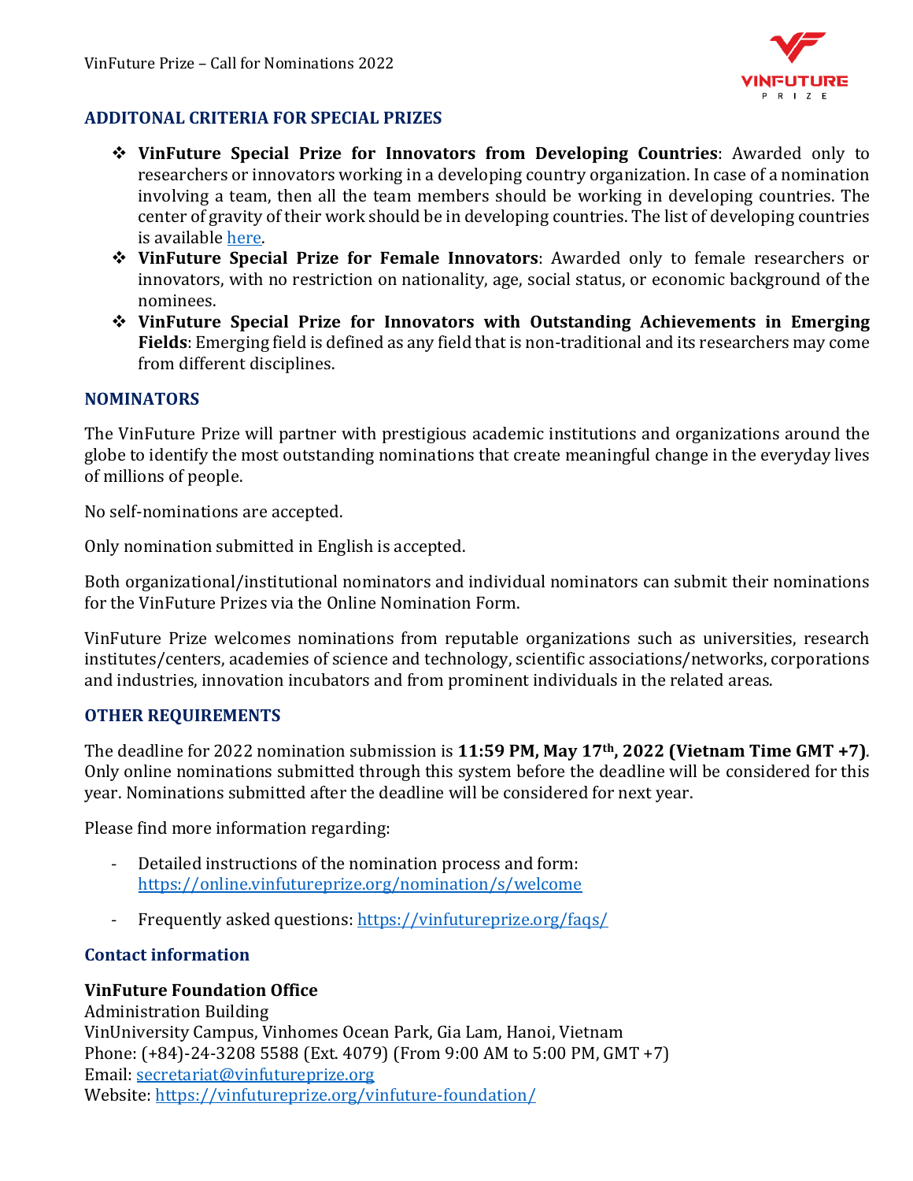## ADDITONAL CRITERIA FOR SPECIAL PRIZES

- **VinFuture Special Prize for Innovators from Developing Countries**: Awarded only to researchers or innovators working in a developing country organization. In case of a nomination involving a team, then all the team members should be working in developing countries. The center of gravity of their work should be in developing countries. The list of developing countries is available here.
- **VinFuture Special Prize for Female Innovators**: Awarded only to female researchers or innovators, with no restriction on nationality, age, social status, or economic background of the nominees.
- **VinFuture Special Prize for Innovators with Outstanding Achievements in Emerging Fields**: Emerging field is defined as any field that is non-traditional and its researchers may come from different disciplines.

## NOMINATORS

The VinFuture Prize will partner with prestigious academic institutions and organizations around the globe to identify the most outstanding nominations that create meaningful change in the everyday lives of millions of people.

No self-nominations are accepted.

Only nomination submitted in English is accepted.

Both organizational/institutional nominators and individual nominators can submit their nominations for the VinFuture Prizes via the Online Nomination Form.

VinFuture Prize welcomes nominations from reputable organizations such as universities, research institutes/centers, academies of science and technology, scientific associations/networks, corporations and industries, innovation incubators and from prominent individuals in the related areas.

## OTHER REQUIREMENTS

The deadline for 2022 nomination submission is **11:59 PM, May 17th, 2022 (Vietnam Time GMT +7)**. Only online nominations submitted through this system before the deadline will be considered for this year. Nominations submitted after the deadline will be considered for next year.

Please find more information regarding:

- Detailed instructions of the nomination process and form: https://online.vinfutureprize.org/nomination/s/welcome
- Frequently asked questions: https://vinfutureprize.org/faqs/

## Contact information

**VinFuture Foundation Office**
Administration Building
VinUniversity Campus, Vinhomes Ocean Park, Gia Lam, Hanoi, Vietnam
Phone: (+84)-24-3208 5588 (Ext. 4079) (From 9:00 AM to 5:00 PM, GMT +7)
Email: secretariat@vinfutureprize.org
Website: https://vinfutureprize.org/vinfuture-foundation/